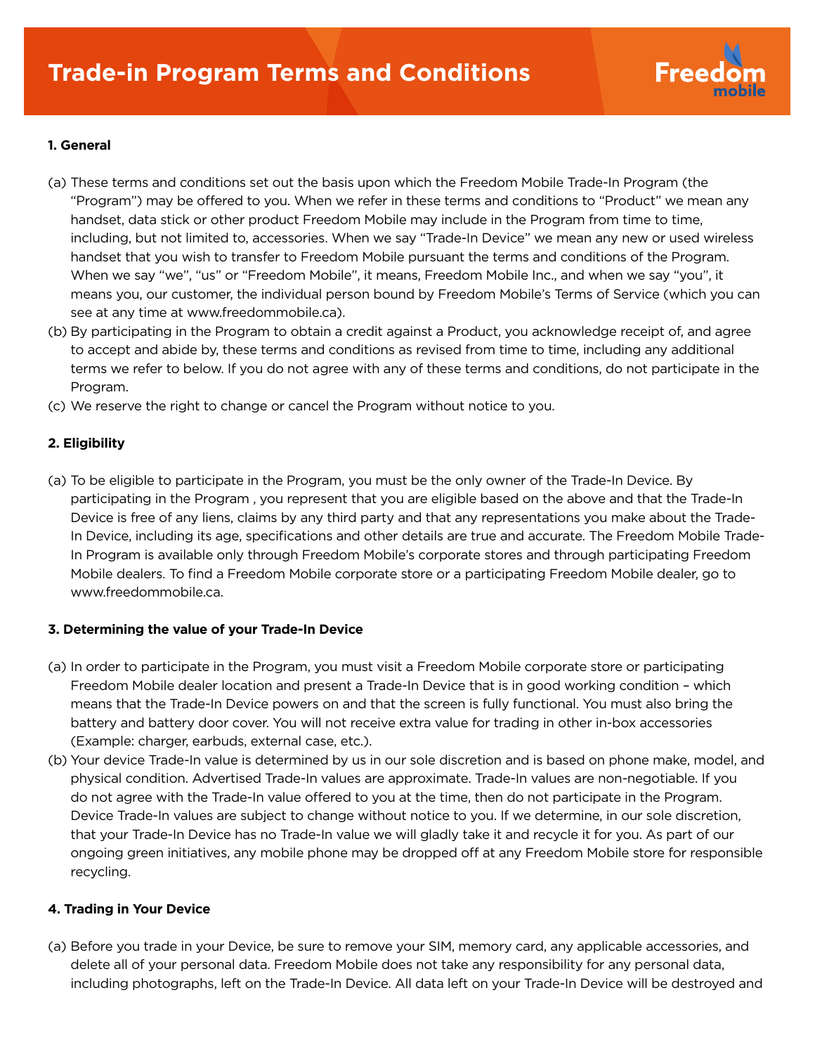# Trade-in Program Terms and Conditions

### 1. General

(a) These terms and conditions set out the basis upon which the Freedom Mobile Trade-In Program (the "Program") may be offered to you. When we refer in these terms and conditions to "Product" we mean any handset, data stick or other product Freedom Mobile may include in the Program from time to time, including, but not limited to, accessories. When we say "Trade-In Device" we mean any new or used wireless handset that you wish to transfer to Freedom Mobile pursuant the terms and conditions of the Program. When we say "we", "us" or "Freedom Mobile", it means, Freedom Mobile Inc., and when we say "you", it means you, our customer, the individual person bound by Freedom Mobile's Terms of Service (which you can see at any time at www.freedommobile.ca).

(b) By participating in the Program to obtain a credit against a Product, you acknowledge receipt of, and agree to accept and abide by, these terms and conditions as revised from time to time, including any additional terms we refer to below. If you do not agree with any of these terms and conditions, do not participate in the Program.

(c) We reserve the right to change or cancel the Program without notice to you.

### 2. Eligibility

(a) To be eligible to participate in the Program, you must be the only owner of the Trade-In Device. By participating in the Program , you represent that you are eligible based on the above and that the Trade-In Device is free of any liens, claims by any third party and that any representations you make about the Trade-In Device, including its age, specifications and other details are true and accurate. The Freedom Mobile Trade-In Program is available only through Freedom Mobile's corporate stores and through participating Freedom Mobile dealers. To find a Freedom Mobile corporate store or a participating Freedom Mobile dealer, go to www.freedommobile.ca.

### 3. Determining the value of your Trade-In Device

(a) In order to participate in the Program, you must visit a Freedom Mobile corporate store or participating Freedom Mobile dealer location and present a Trade-In Device that is in good working condition – which means that the Trade-In Device powers on and that the screen is fully functional. You must also bring the battery and battery door cover. You will not receive extra value for trading in other in-box accessories (Example: charger, earbuds, external case, etc.).

(b) Your device Trade-In value is determined by us in our sole discretion and is based on phone make, model, and physical condition. Advertised Trade-In values are approximate. Trade-In values are non-negotiable. If you do not agree with the Trade-In value offered to you at the time, then do not participate in the Program. Device Trade-In values are subject to change without notice to you. If we determine, in our sole discretion, that your Trade-In Device has no Trade-In value we will gladly take it and recycle it for you. As part of our ongoing green initiatives, any mobile phone may be dropped off at any Freedom Mobile store for responsible recycling.

### 4. Trading in Your Device

(a) Before you trade in your Device, be sure to remove your SIM, memory card, any applicable accessories, and delete all of your personal data. Freedom Mobile does not take any responsibility for any personal data, including photographs, left on the Trade-In Device. All data left on your Trade-In Device will be destroyed and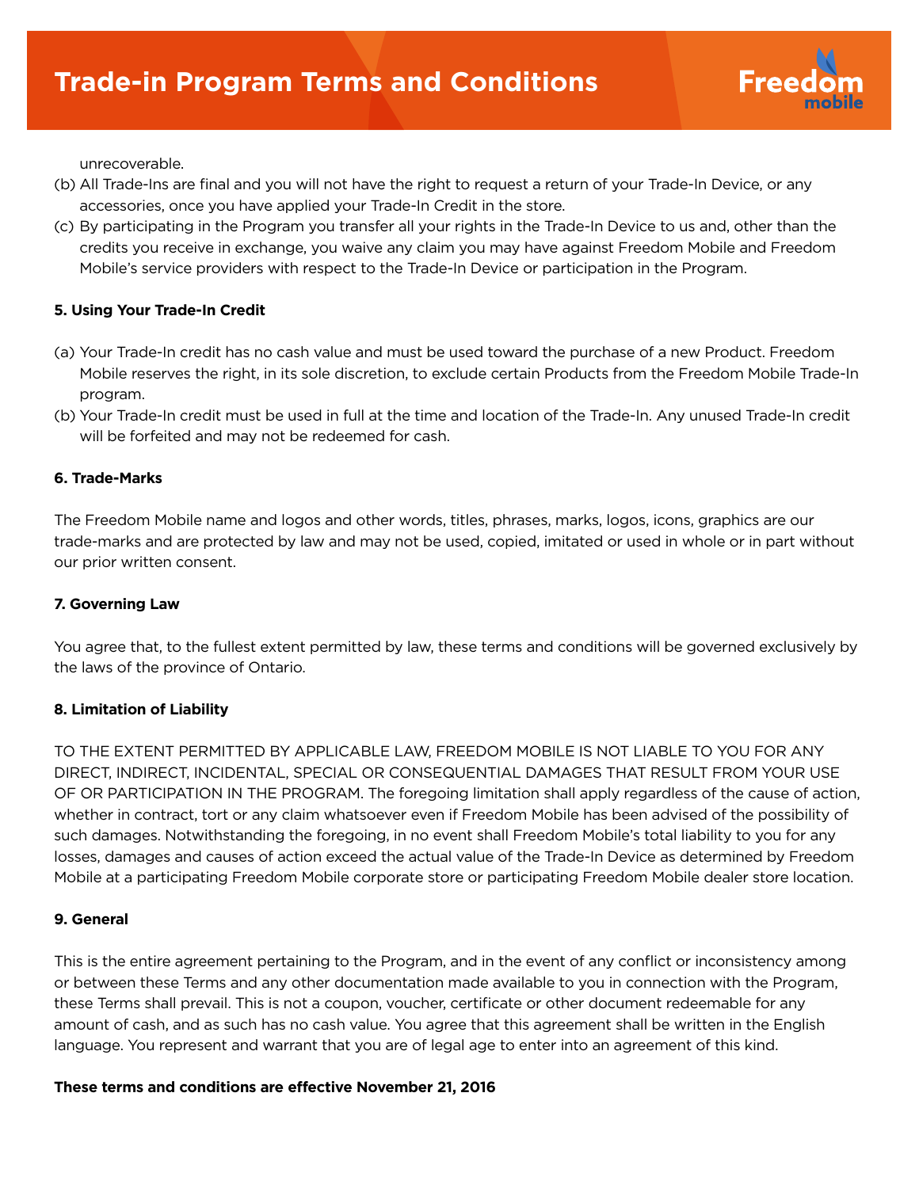unrecoverable.

(b) All Trade-Ins are final and you will not have the right to request a return of your Trade-In Device, or any accessories, once you have applied your Trade-In Credit in the store.

(c) By participating in the Program you transfer all your rights in the Trade-In Device to us and, other than the credits you receive in exchange, you waive any claim you may have against Freedom Mobile and Freedom Mobile's service providers with respect to the Trade-In Device or participation in the Program.

**5. Using Your Trade-In Credit**

(a) Your Trade-In credit has no cash value and must be used toward the purchase of a new Product. Freedom Mobile reserves the right, in its sole discretion, to exclude certain Products from the Freedom Mobile Trade-In program.

(b) Your Trade-In credit must be used in full at the time and location of the Trade-In. Any unused Trade-In credit will be forfeited and may not be redeemed for cash.

**6. Trade-Marks**

The Freedom Mobile name and logos and other words, titles, phrases, marks, logos, icons, graphics are our trade-marks and are protected by law and may not be used, copied, imitated or used in whole or in part without our prior written consent.

**7. Governing Law**

You agree that, to the fullest extent permitted by law, these terms and conditions will be governed exclusively by the laws of the province of Ontario.

**8. Limitation of Liability**

TO THE EXTENT PERMITTED BY APPLICABLE LAW, FREEDOM MOBILE IS NOT LIABLE TO YOU FOR ANY DIRECT, INDIRECT, INCIDENTAL, SPECIAL OR CONSEQUENTIAL DAMAGES THAT RESULT FROM YOUR USE OF OR PARTICIPATION IN THE PROGRAM. The foregoing limitation shall apply regardless of the cause of action, whether in contract, tort or any claim whatsoever even if Freedom Mobile has been advised of the possibility of such damages. Notwithstanding the foregoing, in no event shall Freedom Mobile's total liability to you for any losses, damages and causes of action exceed the actual value of the Trade-In Device as determined by Freedom Mobile at a participating Freedom Mobile corporate store or participating Freedom Mobile dealer store location.

**9. General**

This is the entire agreement pertaining to the Program, and in the event of any conflict or inconsistency among or between these Terms and any other documentation made available to you in connection with the Program, these Terms shall prevail. This is not a coupon, voucher, certificate or other document redeemable for any amount of cash, and as such has no cash value. You agree that this agreement shall be written in the English language. You represent and warrant that you are of legal age to enter into an agreement of this kind.

**These terms and conditions are effective November 21, 2016**